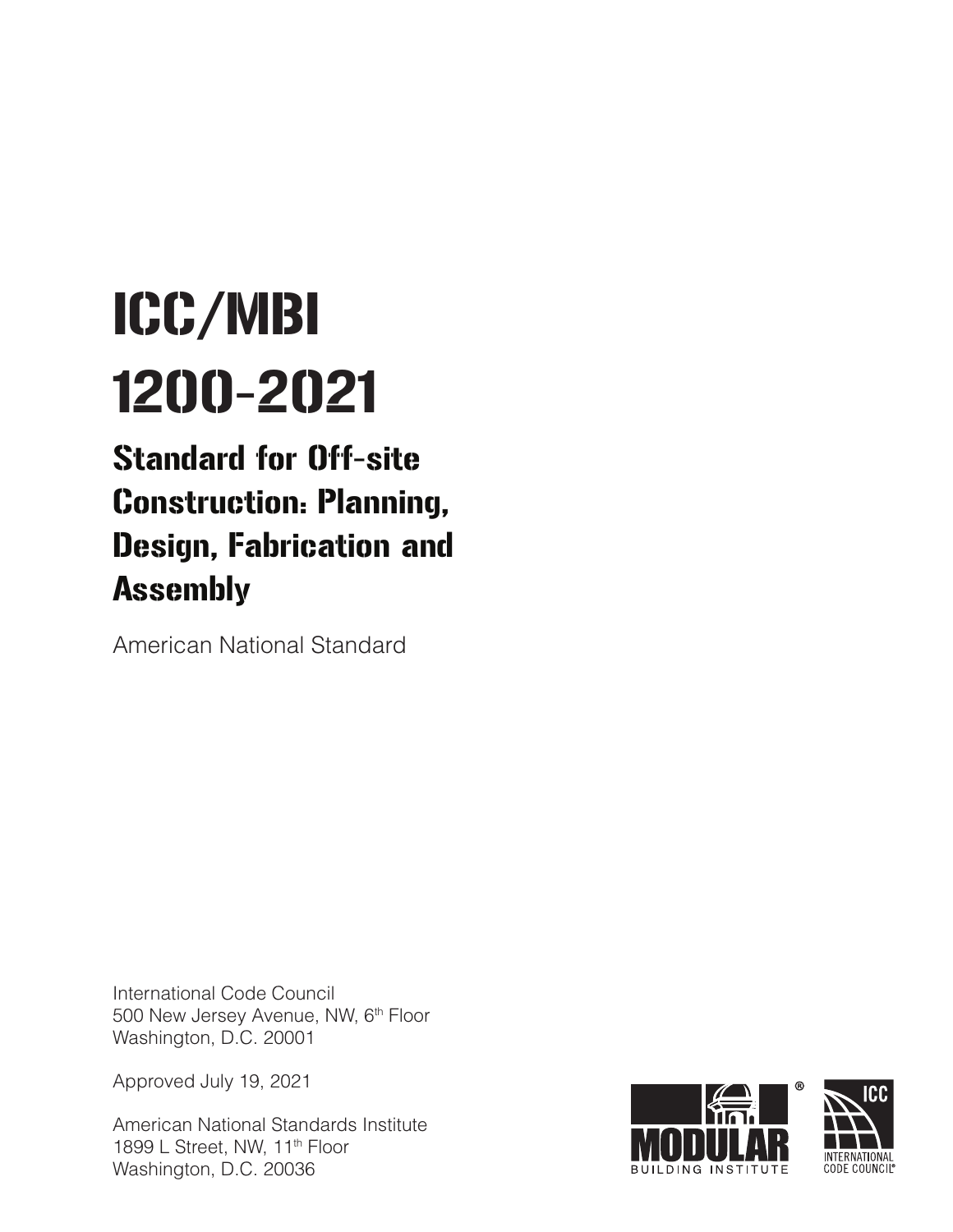# ICC/MBI 1200-2021

## Standard for Off-site Construction: Planning, Design, Fabrication and Assembly

American National Standard

International Code Council
500 New Jersey Avenue, NW, 6th Floor
Washington, D.C. 20001

Approved July 19, 2021

American National Standards Institute
1899 L Street, NW, 11th Floor
Washington, D.C. 20036

MODULAR BUILDING INSTITUTE

ICC INTERNATIONAL CODE COUNCIL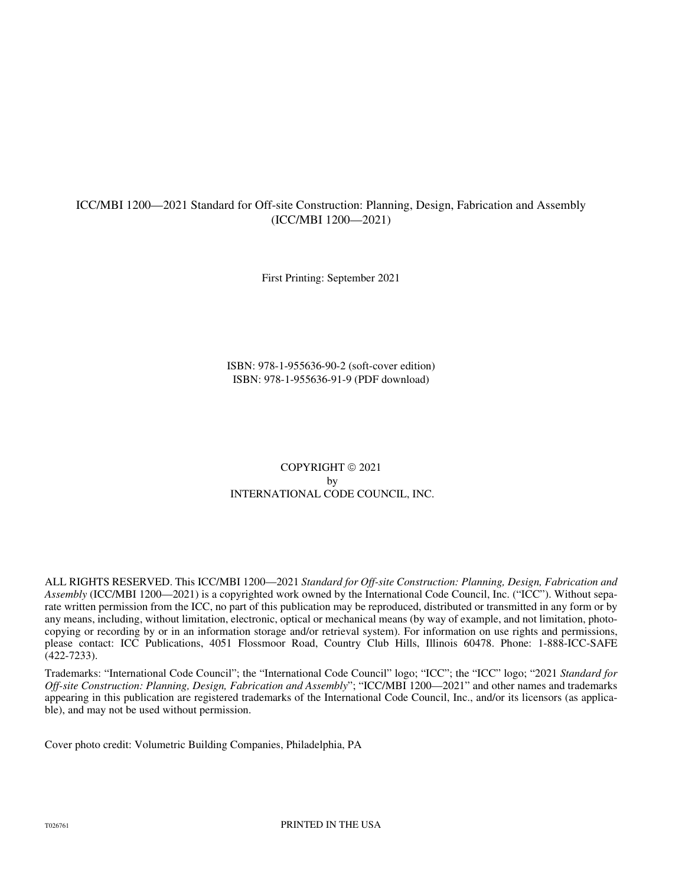ICC/MBI 1200—2021 Standard for Off-site Construction: Planning, Design, Fabrication and Assembly (ICC/MBI 1200—2021)

First Printing: September 2021

ISBN: 978-1-955636-90-2 (soft-cover edition)
ISBN: 978-1-955636-91-9 (PDF download)

COPYRIGHT © 2021
by
INTERNATIONAL CODE COUNCIL, INC.

ALL RIGHTS RESERVED. This ICC/MBI 1200—2021 *Standard for Off-site Construction: Planning, Design, Fabrication and Assembly* (ICC/MBI 1200—2021) is a copyrighted work owned by the International Code Council, Inc. ("ICC"). Without separate written permission from the ICC, no part of this publication may be reproduced, distributed or transmitted in any form or by any means, including, without limitation, electronic, optical or mechanical means (by way of example, and not limitation, photocopying or recording by or in an information storage and/or retrieval system). For information on use rights and permissions, please contact: ICC Publications, 4051 Flossmoor Road, Country Club Hills, Illinois 60478. Phone: 1-888-ICC-SAFE (422-7233).

Trademarks: "International Code Council"; the "International Code Council" logo; "ICC"; the "ICC" logo; "2021 *Standard for Off-site Construction: Planning, Design, Fabrication and Assembly*"; "ICC/MBI 1200—2021" and other names and trademarks appearing in this publication are registered trademarks of the International Code Council, Inc., and/or its licensors (as applicable), and may not be used without permission.

Cover photo credit: Volumetric Building Companies, Philadelphia, PA

T026761

PRINTED IN THE USA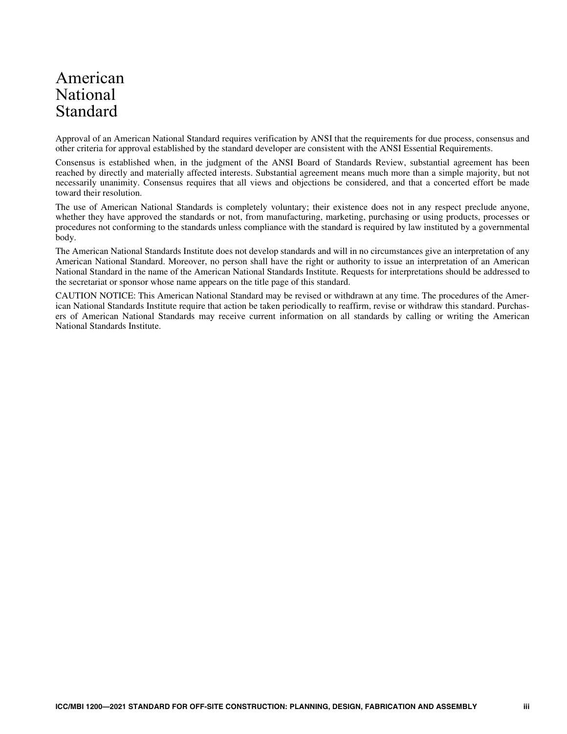# American National Standard

Approval of an American National Standard requires verification by ANSI that the requirements for due process, consensus and other criteria for approval established by the standard developer are consistent with the ANSI Essential Requirements.

Consensus is established when, in the judgment of the ANSI Board of Standards Review, substantial agreement has been reached by directly and materially affected interests. Substantial agreement means much more than a simple majority, but not necessarily unanimity. Consensus requires that all views and objections be considered, and that a concerted effort be made toward their resolution.

The use of American National Standards is completely voluntary; their existence does not in any respect preclude anyone, whether they have approved the standards or not, from manufacturing, marketing, purchasing or using products, processes or procedures not conforming to the standards unless compliance with the standard is required by law instituted by a governmental body.

The American National Standards Institute does not develop standards and will in no circumstances give an interpretation of any American National Standard. Moreover, no person shall have the right or authority to issue an interpretation of an American National Standard in the name of the American National Standards Institute. Requests for interpretations should be addressed to the secretariat or sponsor whose name appears on the title page of this standard.

CAUTION NOTICE: This American National Standard may be revised or withdrawn at any time. The procedures of the American National Standards Institute require that action be taken periodically to reaffirm, revise or withdraw this standard. Purchasers of American National Standards may receive current information on all standards by calling or writing the American National Standards Institute.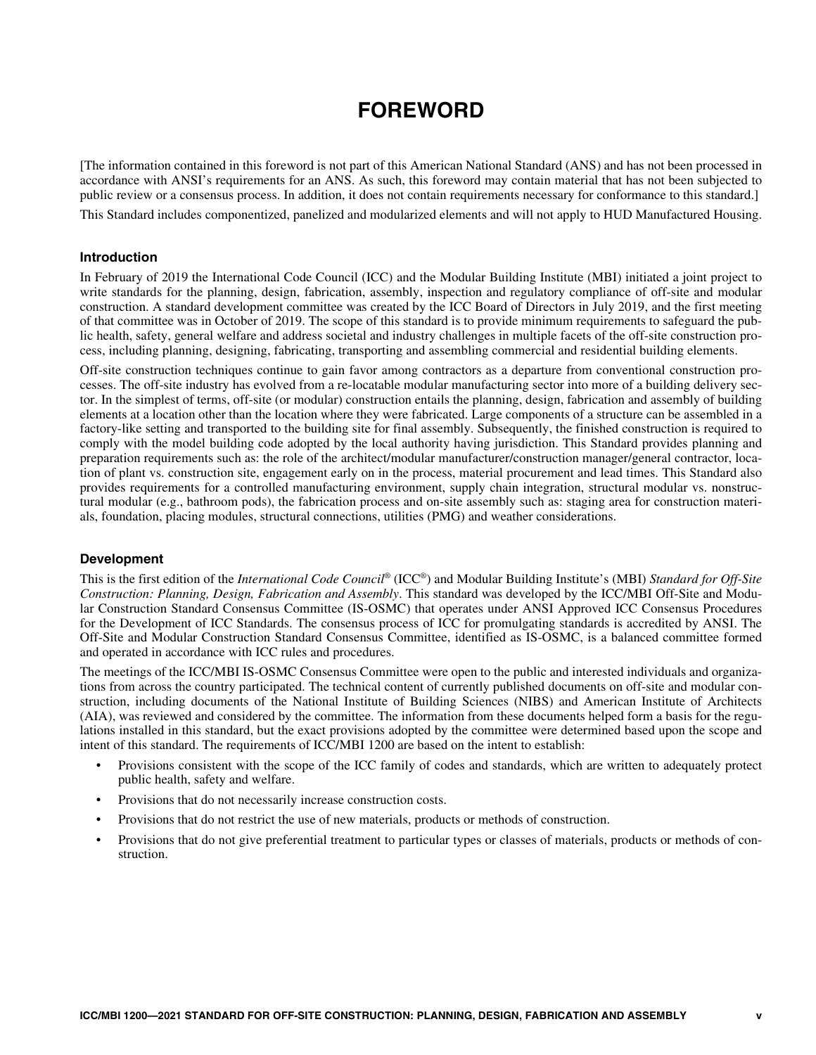# FOREWORD

[The information contained in this foreword is not part of this American National Standard (ANS) and has not been processed in accordance with ANSI's requirements for an ANS. As such, this foreword may contain material that has not been subjected to public review or a consensus process. In addition, it does not contain requirements necessary for conformance to this standard.]

This Standard includes componentized, panelized and modularized elements and will not apply to HUD Manufactured Housing.

### Introduction

In February of 2019 the International Code Council (ICC) and the Modular Building Institute (MBI) initiated a joint project to write standards for the planning, design, fabrication, assembly, inspection and regulatory compliance of off-site and modular construction. A standard development committee was created by the ICC Board of Directors in July 2019, and the first meeting of that committee was in October of 2019. The scope of this standard is to provide minimum requirements to safeguard the public health, safety, general welfare and address societal and industry challenges in multiple facets of the off-site construction process, including planning, designing, fabricating, transporting and assembling commercial and residential building elements.

Off-site construction techniques continue to gain favor among contractors as a departure from conventional construction processes. The off-site industry has evolved from a re-locatable modular manufacturing sector into more of a building delivery sector. In the simplest of terms, off-site (or modular) construction entails the planning, design, fabrication and assembly of building elements at a location other than the location where they were fabricated. Large components of a structure can be assembled in a factory-like setting and transported to the building site for final assembly. Subsequently, the finished construction is required to comply with the model building code adopted by the local authority having jurisdiction. This Standard provides planning and preparation requirements such as: the role of the architect/modular manufacturer/construction manager/general contractor, location of plant vs. construction site, engagement early on in the process, material procurement and lead times. This Standard also provides requirements for a controlled manufacturing environment, supply chain integration, structural modular vs. nonstructural modular (e.g., bathroom pods), the fabrication process and on-site assembly such as: staging area for construction materials, foundation, placing modules, structural connections, utilities (PMG) and weather considerations.

### Development

This is the first edition of the *International Code Council®* (ICC®) and Modular Building Institute's (MBI) *Standard for Off-Site Construction: Planning, Design, Fabrication and Assembly*. This standard was developed by the ICC/MBI Off-Site and Modular Construction Standard Consensus Committee (IS-OSMC) that operates under ANSI Approved ICC Consensus Procedures for the Development of ICC Standards. The consensus process of ICC for promulgating standards is accredited by ANSI. The Off-Site and Modular Construction Standard Consensus Committee, identified as IS-OSMC, is a balanced committee formed and operated in accordance with ICC rules and procedures.

The meetings of the ICC/MBI IS-OSMC Consensus Committee were open to the public and interested individuals and organizations from across the country participated. The technical content of currently published documents on off-site and modular construction, including documents of the National Institute of Building Sciences (NIBS) and American Institute of Architects (AIA), was reviewed and considered by the committee. The information from these documents helped form a basis for the regulations installed in this standard, but the exact provisions adopted by the committee were determined based upon the scope and intent of this standard. The requirements of ICC/MBI 1200 are based on the intent to establish:

- Provisions consistent with the scope of the ICC family of codes and standards, which are written to adequately protect public health, safety and welfare.
- Provisions that do not necessarily increase construction costs.
- Provisions that do not restrict the use of new materials, products or methods of construction.
- Provisions that do not give preferential treatment to particular types or classes of materials, products or methods of construction.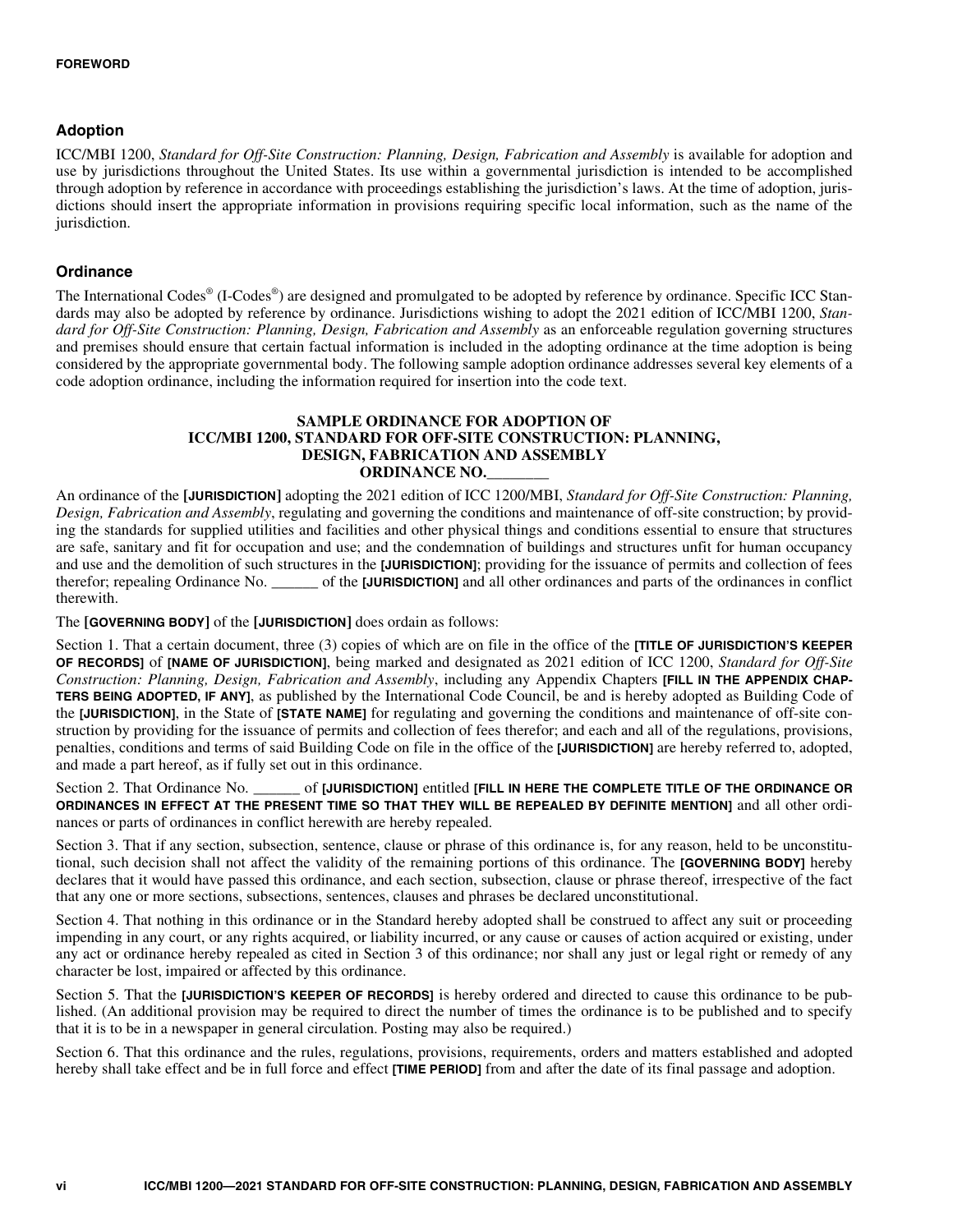## Adoption

ICC/MBI 1200, *Standard for Off-Site Construction: Planning, Design, Fabrication and Assembly* is available for adoption and use by jurisdictions throughout the United States. Its use within a governmental jurisdiction is intended to be accomplished through adoption by reference in accordance with proceedings establishing the jurisdiction's laws. At the time of adoption, jurisdictions should insert the appropriate information in provisions requiring specific local information, such as the name of the jurisdiction.

## Ordinance

The International Codes® (I-Codes®) are designed and promulgated to be adopted by reference by ordinance. Specific ICC Standards may also be adopted by reference by ordinance. Jurisdictions wishing to adopt the 2021 edition of ICC/MBI 1200, *Standard for Off-Site Construction: Planning, Design, Fabrication and Assembly* as an enforceable regulation governing structures and premises should ensure that certain factual information is included in the adopting ordinance at the time adoption is being considered by the appropriate governmental body. The following sample adoption ordinance addresses several key elements of a code adoption ordinance, including the information required for insertion into the code text.

### SAMPLE ORDINANCE FOR ADOPTION OF ICC/MBI 1200, STANDARD FOR OFF-SITE CONSTRUCTION: PLANNING, DESIGN, FABRICATION AND ASSEMBLY ORDINANCE NO.________

An ordinance of the **[JURISDICTION]** adopting the 2021 edition of ICC 1200/MBI, *Standard for Off-Site Construction: Planning, Design, Fabrication and Assembly*, regulating and governing the conditions and maintenance of off-site construction; by providing the standards for supplied utilities and facilities and other physical things and conditions essential to ensure that structures are safe, sanitary and fit for occupation and use; and the condemnation of buildings and structures unfit for human occupancy and use and the demolition of such structures in the **[JURISDICTION]**; providing for the issuance of permits and collection of fees therefor; repealing Ordinance No. ______ of the **[JURISDICTION]** and all other ordinances and parts of the ordinances in conflict therewith.

The **[GOVERNING BODY]** of the **[JURISDICTION]** does ordain as follows:

Section 1. That a certain document, three (3) copies of which are on file in the office of the **[TITLE OF JURISDICTION'S KEEPER OF RECORDS]** of **[NAME OF JURISDICTION]**, being marked and designated as 2021 edition of ICC 1200, *Standard for Off-Site Construction: Planning, Design, Fabrication and Assembly*, including any Appendix Chapters **[FILL IN THE APPENDIX CHAPTERS BEING ADOPTED, IF ANY]**, as published by the International Code Council, be and is hereby adopted as Building Code of the **[JURISDICTION]**, in the State of **[STATE NAME]** for regulating and governing the conditions and maintenance of off-site construction by providing for the issuance of permits and collection of fees therefor; and each and all of the regulations, provisions, penalties, conditions and terms of said Building Code on file in the office of the **[JURISDICTION]** are hereby referred to, adopted, and made a part hereof, as if fully set out in this ordinance.

Section 2. That Ordinance No. ______ of **[JURISDICTION]** entitled **[FILL IN HERE THE COMPLETE TITLE OF THE ORDINANCE OR ORDINANCES IN EFFECT AT THE PRESENT TIME SO THAT THEY WILL BE REPEALED BY DEFINITE MENTION]** and all other ordinances or parts of ordinances in conflict herewith are hereby repealed.

Section 3. That if any section, subsection, sentence, clause or phrase of this ordinance is, for any reason, held to be unconstitutional, such decision shall not affect the validity of the remaining portions of this ordinance. The **[GOVERNING BODY]** hereby declares that it would have passed this ordinance, and each section, subsection, clause or phrase thereof, irrespective of the fact that any one or more sections, subsections, sentences, clauses and phrases be declared unconstitutional.

Section 4. That nothing in this ordinance or in the Standard hereby adopted shall be construed to affect any suit or proceeding impending in any court, or any rights acquired, or liability incurred, or any cause or causes of action acquired or existing, under any act or ordinance hereby repealed as cited in Section 3 of this ordinance; nor shall any just or legal right or remedy of any character be lost, impaired or affected by this ordinance.

Section 5. That the **[JURISDICTION'S KEEPER OF RECORDS]** is hereby ordered and directed to cause this ordinance to be published. (An additional provision may be required to direct the number of times the ordinance is to be published and to specify that it is to be in a newspaper in general circulation. Posting may also be required.)

Section 6. That this ordinance and the rules, regulations, provisions, requirements, orders and matters established and adopted hereby shall take effect and be in full force and effect **[TIME PERIOD]** from and after the date of its final passage and adoption.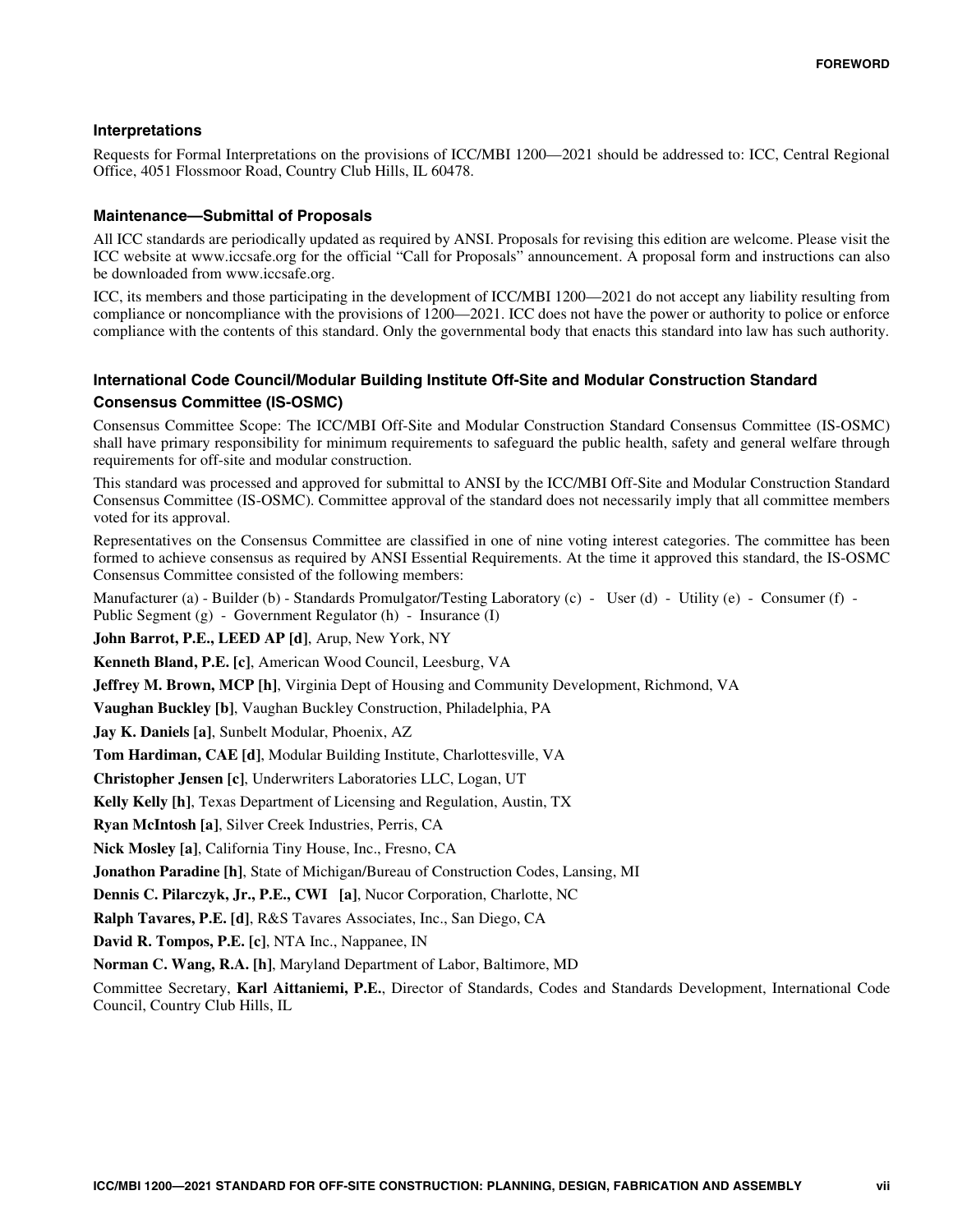### Interpretations

Requests for Formal Interpretations on the provisions of ICC/MBI 1200—2021 should be addressed to: ICC, Central Regional Office, 4051 Flossmoor Road, Country Club Hills, IL 60478.

### Maintenance—Submittal of Proposals

All ICC standards are periodically updated as required by ANSI. Proposals for revising this edition are welcome. Please visit the ICC website at www.iccsafe.org for the official "Call for Proposals" announcement. A proposal form and instructions can also be downloaded from www.iccsafe.org.

ICC, its members and those participating in the development of ICC/MBI 1200—2021 do not accept any liability resulting from compliance or noncompliance with the provisions of 1200—2021. ICC does not have the power or authority to police or enforce compliance with the contents of this standard. Only the governmental body that enacts this standard into law has such authority.

### International Code Council/Modular Building Institute Off-Site and Modular Construction Standard Consensus Committee (IS-OSMC)

Consensus Committee Scope: The ICC/MBI Off-Site and Modular Construction Standard Consensus Committee (IS-OSMC) shall have primary responsibility for minimum requirements to safeguard the public health, safety and general welfare through requirements for off-site and modular construction.

This standard was processed and approved for submittal to ANSI by the ICC/MBI Off-Site and Modular Construction Standard Consensus Committee (IS-OSMC). Committee approval of the standard does not necessarily imply that all committee members voted for its approval.

Representatives on the Consensus Committee are classified in one of nine voting interest categories. The committee has been formed to achieve consensus as required by ANSI Essential Requirements. At the time it approved this standard, the IS-OSMC Consensus Committee consisted of the following members:

Manufacturer (a) - Builder (b) - Standards Promulgator/Testing Laboratory (c) - User (d) - Utility (e) - Consumer (f) - Public Segment (g) - Government Regulator (h) - Insurance (I)

**John Barrot, P.E., LEED AP [d]**, Arup, New York, NY

**Kenneth Bland, P.E. [c]**, American Wood Council, Leesburg, VA

**Jeffrey M. Brown, MCP [h]**, Virginia Dept of Housing and Community Development, Richmond, VA

**Vaughan Buckley [b]**, Vaughan Buckley Construction, Philadelphia, PA

**Jay K. Daniels [a]**, Sunbelt Modular, Phoenix, AZ

**Tom Hardiman, CAE [d]**, Modular Building Institute, Charlottesville, VA

**Christopher Jensen [c]**, Underwriters Laboratories LLC, Logan, UT

**Kelly Kelly [h]**, Texas Department of Licensing and Regulation, Austin, TX

**Ryan McIntosh [a]**, Silver Creek Industries, Perris, CA

**Nick Mosley [a]**, California Tiny House, Inc., Fresno, CA

**Jonathon Paradine [h]**, State of Michigan/Bureau of Construction Codes, Lansing, MI

**Dennis C. Pilarczyk, Jr., P.E., CWI [a]**, Nucor Corporation, Charlotte, NC

**Ralph Tavares, P.E. [d]**, R&S Tavares Associates, Inc., San Diego, CA

**David R. Tompos, P.E. [c]**, NTA Inc., Nappanee, IN

**Norman C. Wang, R.A. [h]**, Maryland Department of Labor, Baltimore, MD

Committee Secretary, **Karl Aittaniemi, P.E.**, Director of Standards, Codes and Standards Development, International Code Council, Country Club Hills, IL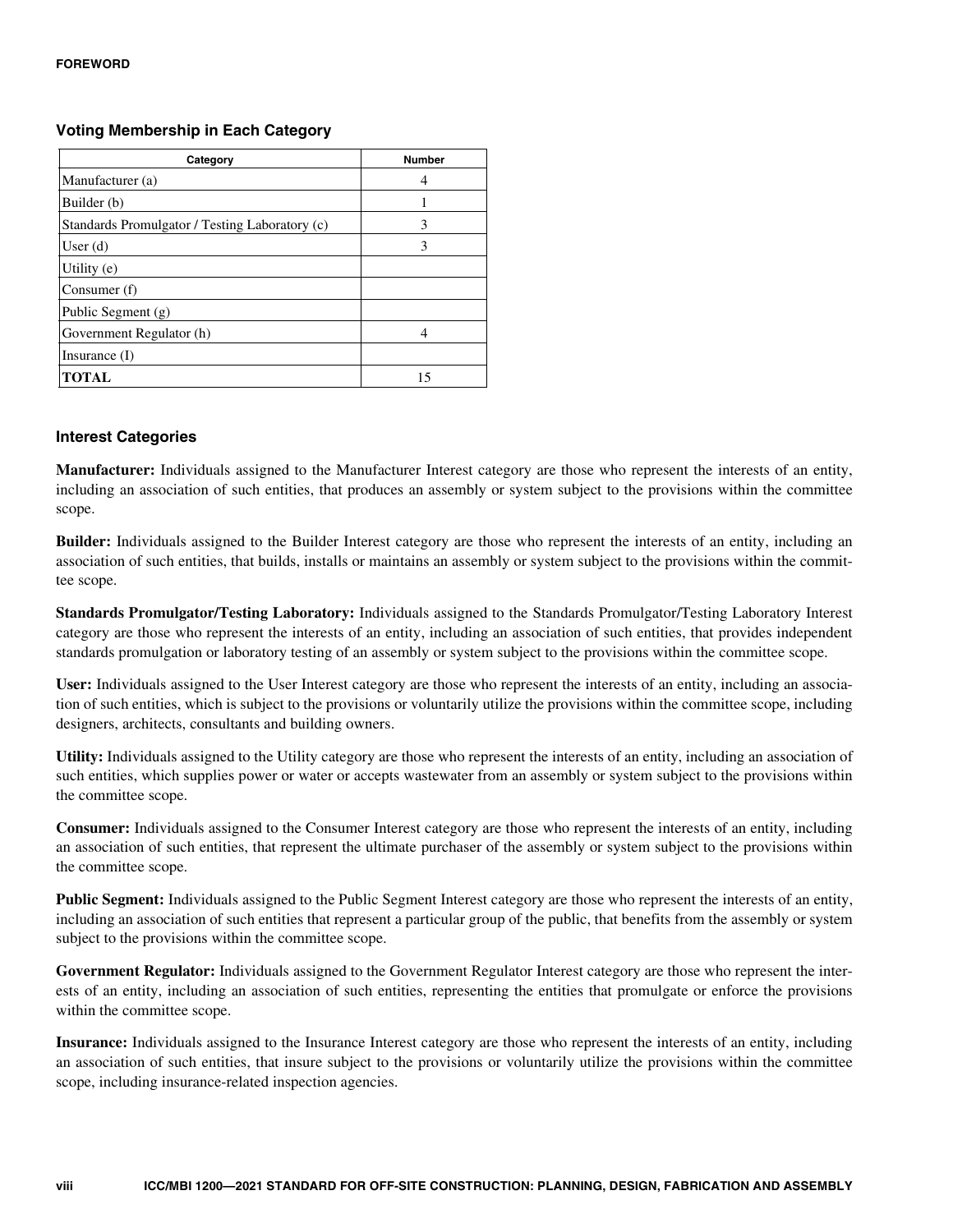### Voting Membership in Each Category

| Category | Number |
|---|---|
| Manufacturer (a) | 4 |
| Builder (b) | 1 |
| Standards Promulgator / Testing Laboratory (c) | 3 |
| User (d) | 3 |
| Utility (e) | |
| Consumer (f) | |
| Public Segment (g) | |
| Government Regulator (h) | 4 |
| Insurance (I) | |
| **TOTAL** | 15 |

### Interest Categories

**Manufacturer:** Individuals assigned to the Manufacturer Interest category are those who represent the interests of an entity, including an association of such entities, that produces an assembly or system subject to the provisions within the committee scope.

**Builder:** Individuals assigned to the Builder Interest category are those who represent the interests of an entity, including an association of such entities, that builds, installs or maintains an assembly or system subject to the provisions within the committee scope.

**Standards Promulgator/Testing Laboratory:** Individuals assigned to the Standards Promulgator/Testing Laboratory Interest category are those who represent the interests of an entity, including an association of such entities, that provides independent standards promulgation or laboratory testing of an assembly or system subject to the provisions within the committee scope.

**User:** Individuals assigned to the User Interest category are those who represent the interests of an entity, including an association of such entities, which is subject to the provisions or voluntarily utilize the provisions within the committee scope, including designers, architects, consultants and building owners.

**Utility:** Individuals assigned to the Utility category are those who represent the interests of an entity, including an association of such entities, which supplies power or water or accepts wastewater from an assembly or system subject to the provisions within the committee scope.

**Consumer:** Individuals assigned to the Consumer Interest category are those who represent the interests of an entity, including an association of such entities, that represent the ultimate purchaser of the assembly or system subject to the provisions within the committee scope.

**Public Segment:** Individuals assigned to the Public Segment Interest category are those who represent the interests of an entity, including an association of such entities that represent a particular group of the public, that benefits from the assembly or system subject to the provisions within the committee scope.

**Government Regulator:** Individuals assigned to the Government Regulator Interest category are those who represent the interests of an entity, including an association of such entities, representing the entities that promulgate or enforce the provisions within the committee scope.

**Insurance:** Individuals assigned to the Insurance Interest category are those who represent the interests of an entity, including an association of such entities, that insure subject to the provisions or voluntarily utilize the provisions within the committee scope, including insurance-related inspection agencies.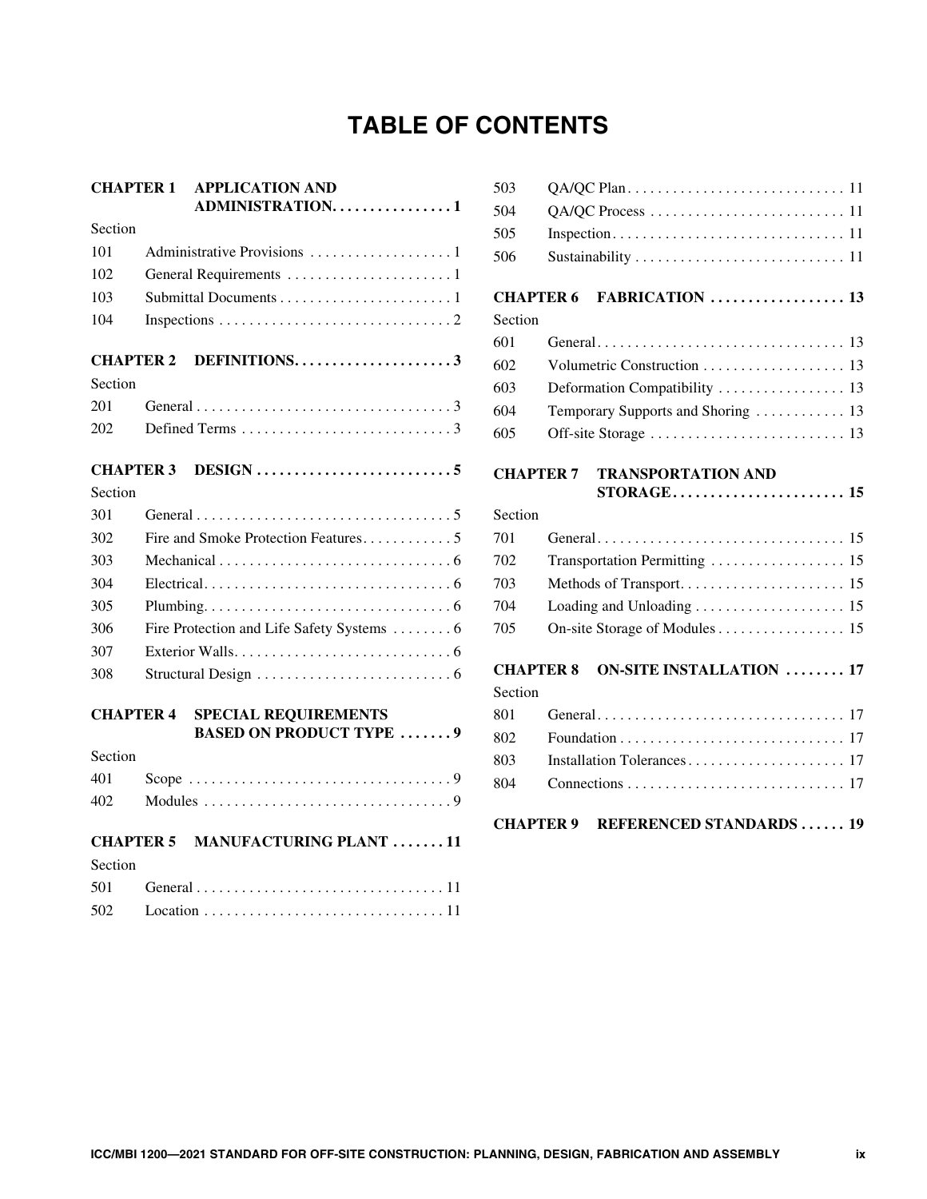# TABLE OF CONTENTS

**CHAPTER 1 APPLICATION AND ADMINISTRATION. . . . . . . . . . . . . . . . 1**

Section

101 Administrative Provisions . . . . . . . . . . . . . . . . . . . 1

102 General Requirements . . . . . . . . . . . . . . . . . . . . . . 1

103 Submittal Documents . . . . . . . . . . . . . . . . . . . . . . . 1

104 Inspections . . . . . . . . . . . . . . . . . . . . . . . . . . . . . . . 2

**CHAPTER 2 DEFINITIONS. . . . . . . . . . . . . . . . . . . . . 3**

Section

201 General . . . . . . . . . . . . . . . . . . . . . . . . . . . . . . . . . . 3

202 Defined Terms . . . . . . . . . . . . . . . . . . . . . . . . . . . . 3

**CHAPTER 3 DESIGN . . . . . . . . . . . . . . . . . . . . . . . . . . 5**

Section

301 General . . . . . . . . . . . . . . . . . . . . . . . . . . . . . . . . . . 5

302 Fire and Smoke Protection Features. . . . . . . . . . . . 5

303 Mechanical . . . . . . . . . . . . . . . . . . . . . . . . . . . . . . . 6

304 Electrical. . . . . . . . . . . . . . . . . . . . . . . . . . . . . . . . . 6

305 Plumbing. . . . . . . . . . . . . . . . . . . . . . . . . . . . . . . . . 6

306 Fire Protection and Life Safety Systems . . . . . . . . 6

307 Exterior Walls. . . . . . . . . . . . . . . . . . . . . . . . . . . . . 6

308 Structural Design . . . . . . . . . . . . . . . . . . . . . . . . . . 6

**CHAPTER 4 SPECIAL REQUIREMENTS BASED ON PRODUCT TYPE . . . . . . . 9**

Section

401 Scope . . . . . . . . . . . . . . . . . . . . . . . . . . . . . . . . . . . 9

402 Modules . . . . . . . . . . . . . . . . . . . . . . . . . . . . . . . . . 9

**CHAPTER 5 MANUFACTURING PLANT . . . . . . . 11**

Section

501 General . . . . . . . . . . . . . . . . . . . . . . . . . . . . . . . . . 11

502 Location . . . . . . . . . . . . . . . . . . . . . . . . . . . . . . . . 11

503 QA/QC Plan. . . . . . . . . . . . . . . . . . . . . . . . . . . . . 11

504 QA/QC Process . . . . . . . . . . . . . . . . . . . . . . . . . . 11

505 Inspection. . . . . . . . . . . . . . . . . . . . . . . . . . . . . . . 11

506 Sustainability . . . . . . . . . . . . . . . . . . . . . . . . . . . . 11

**CHAPTER 6 FABRICATION . . . . . . . . . . . . . . . . . . 13**

Section

601 General. . . . . . . . . . . . . . . . . . . . . . . . . . . . . . . . . 13

602 Volumetric Construction . . . . . . . . . . . . . . . . . . . 13

603 Deformation Compatibility . . . . . . . . . . . . . . . . . 13

604 Temporary Supports and Shoring . . . . . . . . . . . . 13

605 Off-site Storage . . . . . . . . . . . . . . . . . . . . . . . . . . 13

**CHAPTER 7 TRANSPORTATION AND STORAGE. . . . . . . . . . . . . . . . . . . . . . . 15**

Section

701 General. . . . . . . . . . . . . . . . . . . . . . . . . . . . . . . . . 15

702 Transportation Permitting . . . . . . . . . . . . . . . . . . 15

703 Methods of Transport. . . . . . . . . . . . . . . . . . . . . . 15

704 Loading and Unloading . . . . . . . . . . . . . . . . . . . . 15

705 On-site Storage of Modules . . . . . . . . . . . . . . . . . 15

**CHAPTER 8 ON-SITE INSTALLATION . . . . . . . . 17**

Section

801 General. . . . . . . . . . . . . . . . . . . . . . . . . . . . . . . . . 17

802 Foundation . . . . . . . . . . . . . . . . . . . . . . . . . . . . . . 17

803 Installation Tolerances. . . . . . . . . . . . . . . . . . . . . 17

804 Connections . . . . . . . . . . . . . . . . . . . . . . . . . . . . . 17

**CHAPTER 9 REFERENCED STANDARDS . . . . . . 19**